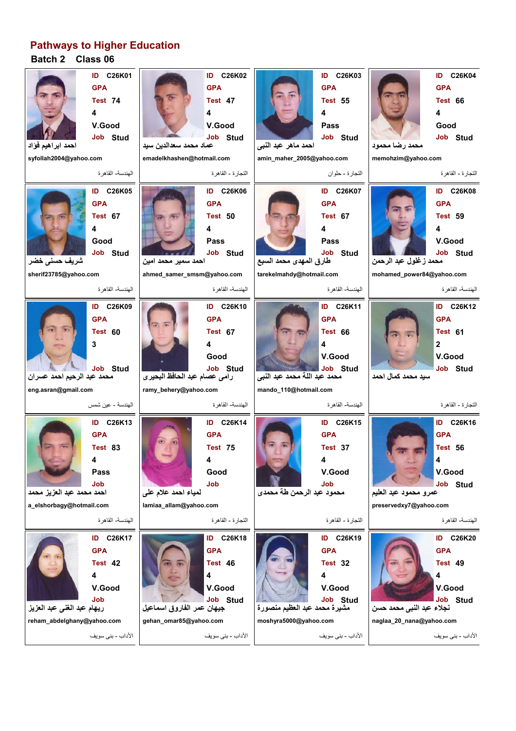# Pathways to Higher Education

## Batch 2 Class 06

| ID | GPA | Test | | | Job | Name | Email | Faculty |
|---|---|---|---|---|---|---|---|---|
| C26K01 | | 74 | 4 | V.Good | Stud | احمد ابراهيم فؤاد | syfollah2004@yahoo.com | الهندسة- القاهرة |
| C26K02 | | 47 | 4 | V.Good | Stud | عماد محمد سعدالدين سيد | emadelkhashen@hotmail.com | التجارة - القاهرة |
| C26K03 | | 55 | 4 | Pass | Stud | احمد ماهر عبد النبى | amin_maher_2005@yahoo.com | التجارة - حلوان |
| C26K04 | | 66 | 4 | Good | Stud | محمد رضا محمود | memohzim@yahoo.com | التجارة - القاهرة |
| C26K05 | | 67 | 4 | Good | Stud | شريف حسنى خضر | sherif23785@yahoo.com | الهندسة- القاهرة |
| C26K06 | | 50 | 4 | Pass | Stud | احمد سمير محمد امين | ahmed_samer_smsm@yahoo.com | الهندسة- القاهرة |
| C26K07 | | 67 | 4 | Pass | Stud | طارق المهدى محمد السبع | tarekelmahdy@hotmail.com | الهندسة- القاهرة |
| C26K08 | | 59 | 4 | V.Good | Stud | محمد زغلول عبد الرحمن | mohamed_power84@yahoo.com | الهندسة- القاهرة |
| C26K09 | | 60 | 3 | | Stud | محمد عبد الرحيم احمد عسران | eng.asran@gmail.com | الهندسة - عين شمس |
| C26K10 | | 67 | 4 | Good | Stud | رامى عصام عبد الحافظ البحيرى | ramy_behery@yahoo.com | الهندسة- القاهرة |
| C26K11 | | 66 | 4 | V.Good | Stud | محمد عبد اللة محمد عبد النبى | mando_110@hotmail.com | الهندسة- القاهرة |
| C26K12 | | 61 | 2 | V.Good | Stud | سيد محمد كمال احمد | | التجارة - القاهرة |
| C26K13 | | 83 | 4 | Pass | | احمد محمد عبد العزيز محمد | a_elshorbagy@hotmail.com | الهندسة- القاهرة |
| C26K14 | | 75 | 4 | Good | | لمياء احمد علام على | lamiaa_allam@yahoo.com | التجارة - القاهرة |
| C26K15 | | 37 | 4 | V.Good | | محمود عبد الرحمن طة محمدى | | التجارة - القاهرة |
| C26K16 | | 56 | 4 | V.Good | Stud | عمرو محمود عبد العليم | preservedxy7@yahoo.com | الهندسة- القاهرة |
| C26K17 | | 42 | 4 | V.Good | | ريهام عبد الغنى عبد العزيز | reham_abdelghany@yahoo.com | الآداب - بنى سويف |
| C26K18 | | 46 | 4 | V.Good | Stud | جيهان عمر الفاروق اسماعيل | gehan_omar85@yahoo.com | الآداب - بنى سويف |
| C26K19 | | 32 | 4 | V.Good | Stud | مشيرة محمد عبد العظيم منصورة | moshyra5000@yahoo.com | الآداب - بنى سويف |
| C26K20 | | 49 | 4 | V.Good | Stud | نجلاء عبد النبى محمد حسن | naglaa_20_nana@yahoo.com | الآداب - بنى سويف |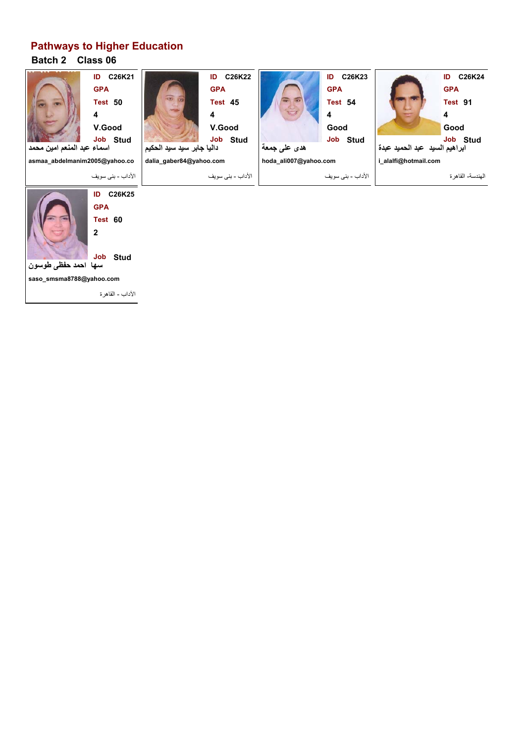## Pathways to Higher Education

### Batch 2 Class 06

| | | | | |
|---|---|---|---|---|
| **ID** | C26K21 | C26K22 | C26K23 | C26K24 |
| **GPA** | | | | |
| **Test** | 50 | 45 | 54 | 91 |
| | 4 | 4 | 4 | 4 |
| | V.Good | V.Good | Good | Good |
| **Job** | Stud | Stud | Stud | Stud |
| Name | اسماء عبد المنعم امين محمد | داليا جابر سيد سيد الحكيم | هدى على جمعة | ابراهيم السيد عبد الحميد عبدة |
| Email | asmaa_abdelmanim2005@yahoo.co | dalia_gaber84@yahoo.com | hoda_ali007@yahoo.com | i_alalfi@hotmail.com |
| | الأداب - بنى سويف | الأداب - بنى سويف | الأداب - بنى سويف | الهندسة- القاهرة |

| | |
|---|---|
| **ID** | C26K25 |
| **GPA** | |
| **Test** | 60 |
| | 2 |
| **Job** | Stud |
| Name | سها احمد حفظى طوسون |
| Email | saso_smsma8788@yahoo.com |
| | الأداب - القاهرة |